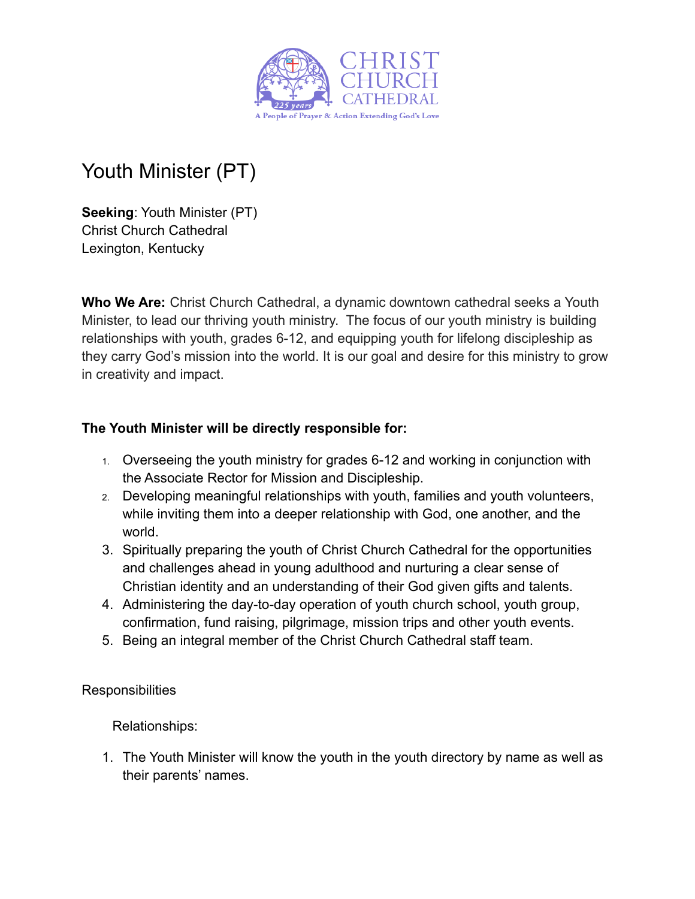CHRIST CHURCH CATHEDRAL

225 years

A People of Prayer & Action Extending God's Love

# Youth Minister (PT)

**Seeking**: Youth Minister (PT)
Christ Church Cathedral
Lexington, Kentucky

**Who We Are:** Christ Church Cathedral, a dynamic downtown cathedral seeks a Youth Minister, to lead our thriving youth ministry. The focus of our youth ministry is building relationships with youth, grades 6-12, and equipping youth for lifelong discipleship as they carry God's mission into the world. It is our goal and desire for this ministry to grow in creativity and impact.

**The Youth Minister will be directly responsible for:**

1. Overseeing the youth ministry for grades 6-12 and working in conjunction with the Associate Rector for Mission and Discipleship.
2. Developing meaningful relationships with youth, families and youth volunteers, while inviting them into a deeper relationship with God, one another, and the world.
3. Spiritually preparing the youth of Christ Church Cathedral for the opportunities and challenges ahead in young adulthood and nurturing a clear sense of Christian identity and an understanding of their God given gifts and talents.
4. Administering the day-to-day operation of youth church school, youth group, confirmation, fund raising, pilgrimage, mission trips and other youth events.
5. Being an integral member of the Christ Church Cathedral staff team.

Responsibilities

Relationships:

1. The Youth Minister will know the youth in the youth directory by name as well as their parents' names.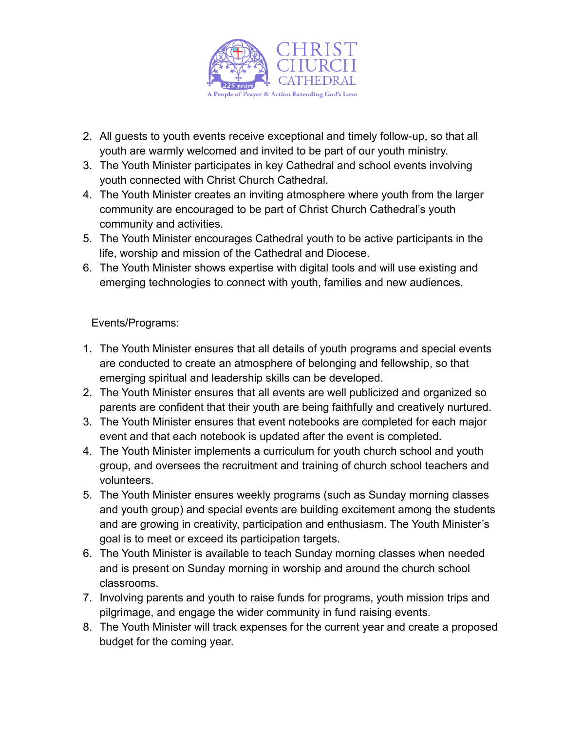2. All guests to youth events receive exceptional and timely follow-up, so that all youth are warmly welcomed and invited to be part of our youth ministry.
3. The Youth Minister participates in key Cathedral and school events involving youth connected with Christ Church Cathedral.
4. The Youth Minister creates an inviting atmosphere where youth from the larger community are encouraged to be part of Christ Church Cathedral's youth community and activities.
5. The Youth Minister encourages Cathedral youth to be active participants in the life, worship and mission of the Cathedral and Diocese.
6. The Youth Minister shows expertise with digital tools and will use existing and emerging technologies to connect with youth, families and new audiences.

Events/Programs:

1. The Youth Minister ensures that all details of youth programs and special events are conducted to create an atmosphere of belonging and fellowship, so that emerging spiritual and leadership skills can be developed.
2. The Youth Minister ensures that all events are well publicized and organized so parents are confident that their youth are being faithfully and creatively nurtured.
3. The Youth Minister ensures that event notebooks are completed for each major event and that each notebook is updated after the event is completed.
4. The Youth Minister implements a curriculum for youth church school and youth group, and oversees the recruitment and training of church school teachers and volunteers.
5. The Youth Minister ensures weekly programs (such as Sunday morning classes and youth group) and special events are building excitement among the students and are growing in creativity, participation and enthusiasm. The Youth Minister's goal is to meet or exceed its participation targets.
6. The Youth Minister is available to teach Sunday morning classes when needed and is present on Sunday morning in worship and around the church school classrooms.
7. Involving parents and youth to raise funds for programs, youth mission trips and pilgrimage, and engage the wider community in fund raising events.
8. The Youth Minister will track expenses for the current year and create a proposed budget for the coming year.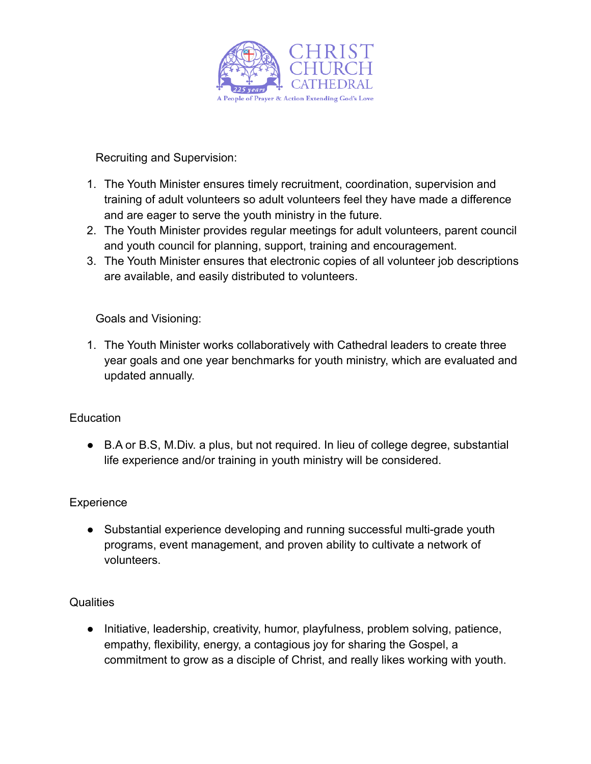Recruiting and Supervision:

1. The Youth Minister ensures timely recruitment, coordination, supervision and training of adult volunteers so adult volunteers feel they have made a difference and are eager to serve the youth ministry in the future.
2. The Youth Minister provides regular meetings for adult volunteers, parent council and youth council for planning, support, training and encouragement.
3. The Youth Minister ensures that electronic copies of all volunteer job descriptions are available, and easily distributed to volunteers.

Goals and Visioning:

1. The Youth Minister works collaboratively with Cathedral leaders to create three year goals and one year benchmarks for youth ministry, which are evaluated and updated annually.

Education

- B.A or B.S, M.Div. a plus, but not required. In lieu of college degree, substantial life experience and/or training in youth ministry will be considered.

Experience

- Substantial experience developing and running successful multi-grade youth programs, event management, and proven ability to cultivate a network of volunteers.

Qualities

- Initiative, leadership, creativity, humor, playfulness, problem solving, patience, empathy, flexibility, energy, a contagious joy for sharing the Gospel, a commitment to grow as a disciple of Christ, and really likes working with youth.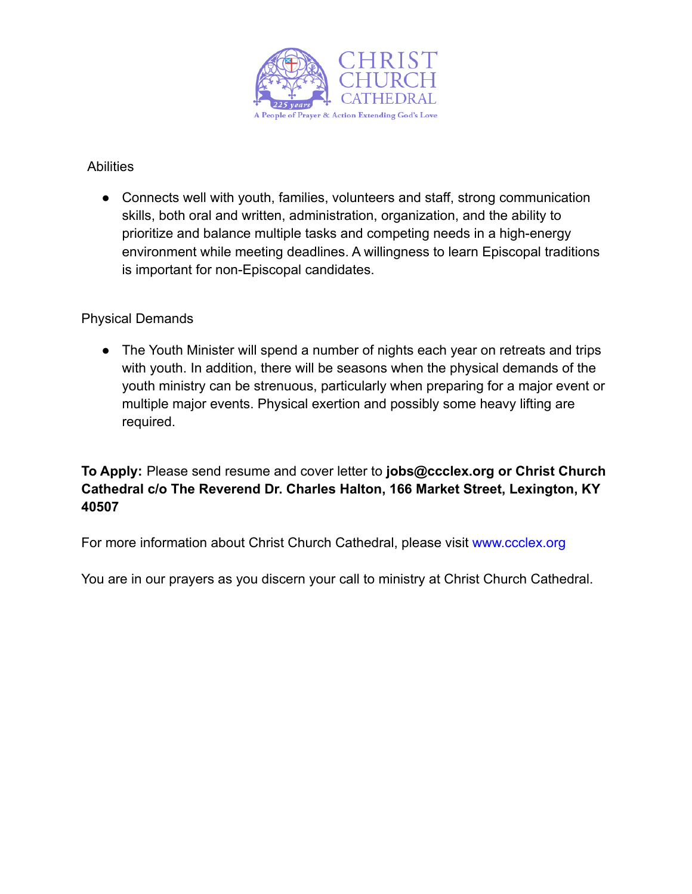CHRIST CHURCH CATHEDRAL

225 years

A People of Prayer & Action Extending God's Love

Abilities

- Connects well with youth, families, volunteers and staff, strong communication skills, both oral and written, administration, organization, and the ability to prioritize and balance multiple tasks and competing needs in a high-energy environment while meeting deadlines. A willingness to learn Episcopal traditions is important for non-Episcopal candidates.

Physical Demands

- The Youth Minister will spend a number of nights each year on retreats and trips with youth. In addition, there will be seasons when the physical demands of the youth ministry can be strenuous, particularly when preparing for a major event or multiple major events. Physical exertion and possibly some heavy lifting are required.

**To Apply:** Please send resume and cover letter to **jobs@ccclex.org or Christ Church Cathedral c/o The Reverend Dr. Charles Halton, 166 Market Street, Lexington, KY 40507**

For more information about Christ Church Cathedral, please visit www.ccclex.org

You are in our prayers as you discern your call to ministry at Christ Church Cathedral.